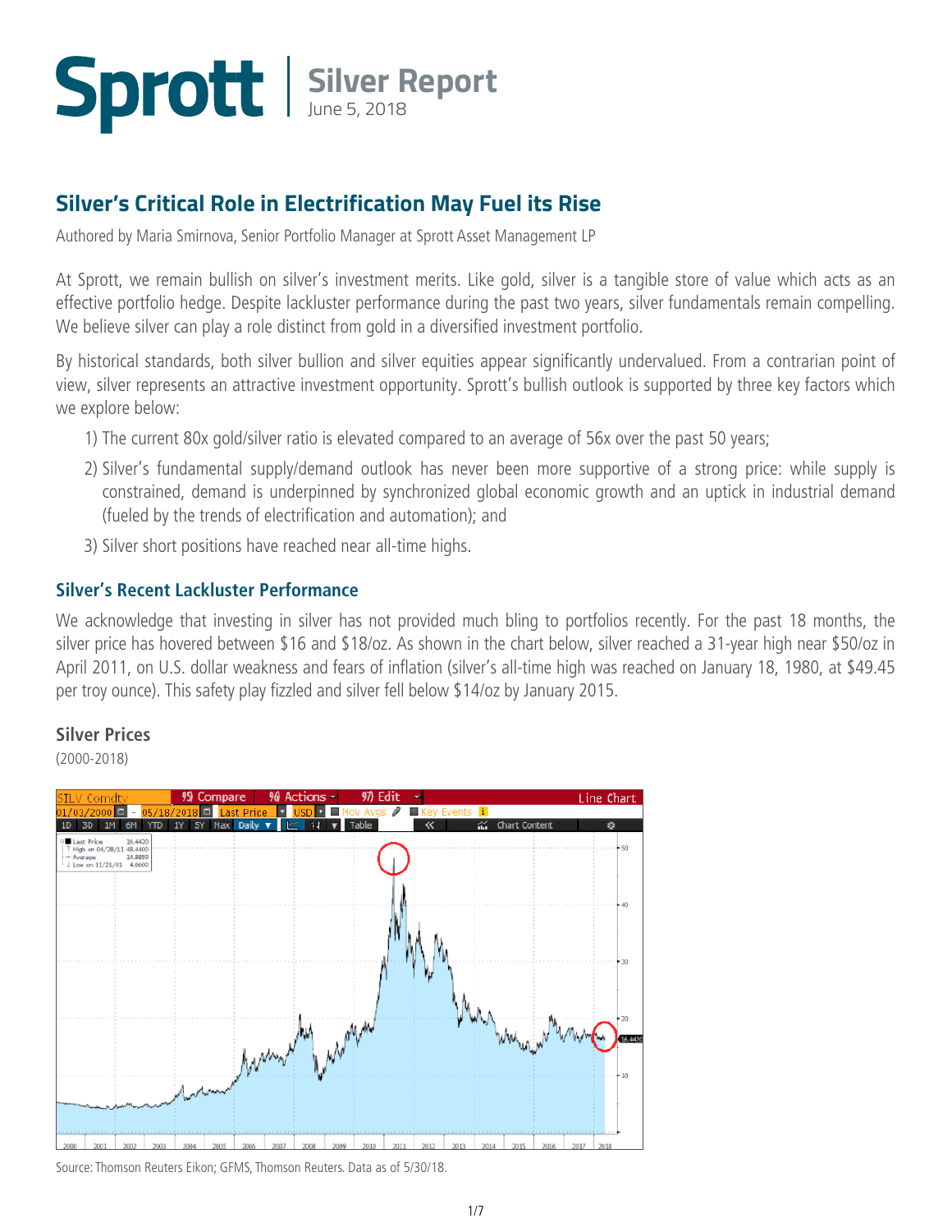# Sprott | Silver Report

June 5, 2018

## Silver's Critical Role in Electrification May Fuel its Rise

Authored by Maria Smirnova, Senior Portfolio Manager at Sprott Asset Management LP

At Sprott, we remain bullish on silver's investment merits. Like gold, silver is a tangible store of value which acts as an effective portfolio hedge. Despite lackluster performance during the past two years, silver fundamentals remain compelling. We believe silver can play a role distinct from gold in a diversified investment portfolio.

By historical standards, both silver bullion and silver equities appear significantly undervalued. From a contrarian point of view, silver represents an attractive investment opportunity. Sprott's bullish outlook is supported by three key factors which we explore below:

1) The current 80x gold/silver ratio is elevated compared to an average of 56x over the past 50 years;
2) Silver's fundamental supply/demand outlook has never been more supportive of a strong price: while supply is constrained, demand is underpinned by synchronized global economic growth and an uptick in industrial demand (fueled by the trends of electrification and automation); and
3) Silver short positions have reached near all-time highs.

### Silver's Recent Lackluster Performance

We acknowledge that investing in silver has not provided much bling to portfolios recently. For the past 18 months, the silver price has hovered between $16 and $18/oz. As shown in the chart below, silver reached a 31-year high near $50/oz in April 2011, on U.S. dollar weakness and fears of inflation (silver's all-time high was reached on January 18, 1980, at $49.45 per troy ounce). This safety play fizzled and silver fell below $14/oz by January 2015.

**Silver Prices**

(2000-2018)

Source: Thomson Reuters Eikon; GFMS, Thomson Reuters. Data as of 5/30/18.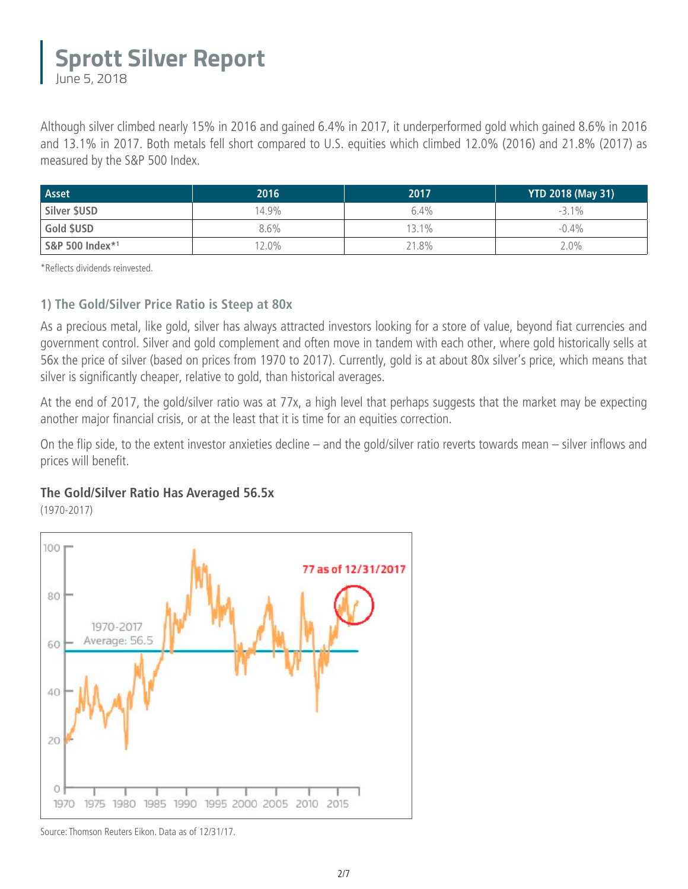# Sprott Silver Report
June 5, 2018

Although silver climbed nearly 15% in 2016 and gained 6.4% in 2017, it underperformed gold which gained 8.6% in 2016 and 13.1% in 2017. Both metals fell short compared to U.S. equities which climbed 12.0% (2016) and 21.8% (2017) as measured by the S&P 500 Index.

| Asset | 2016 | 2017 | YTD 2018 (May 31) |
|---|---|---|---|
| Silver $USD | 14.9% | 6.4% | -3.1% |
| Gold $USD | 8.6% | 13.1% | -0.4% |
| S&P 500 Index*[1] | 12.0% | 21.8% | 2.0% |

*Reflects dividends reinvested.

### 1) The Gold/Silver Price Ratio is Steep at 80x

As a precious metal, like gold, silver has always attracted investors looking for a store of value, beyond fiat currencies and government control. Silver and gold complement and often move in tandem with each other, where gold historically sells at 56x the price of silver (based on prices from 1970 to 2017). Currently, gold is at about 80x silver's price, which means that silver is significantly cheaper, relative to gold, than historical averages.

At the end of 2017, the gold/silver ratio was at 77x, a high level that perhaps suggests that the market may be expecting another major financial crisis, or at the least that it is time for an equities correction.

On the flip side, to the extent investor anxieties decline – and the gold/silver ratio reverts towards mean – silver inflows and prices will benefit.

**The Gold/Silver Ratio Has Averaged 56.5x**

(1970-2017)

Source: Thomson Reuters Eikon. Data as of 12/31/17.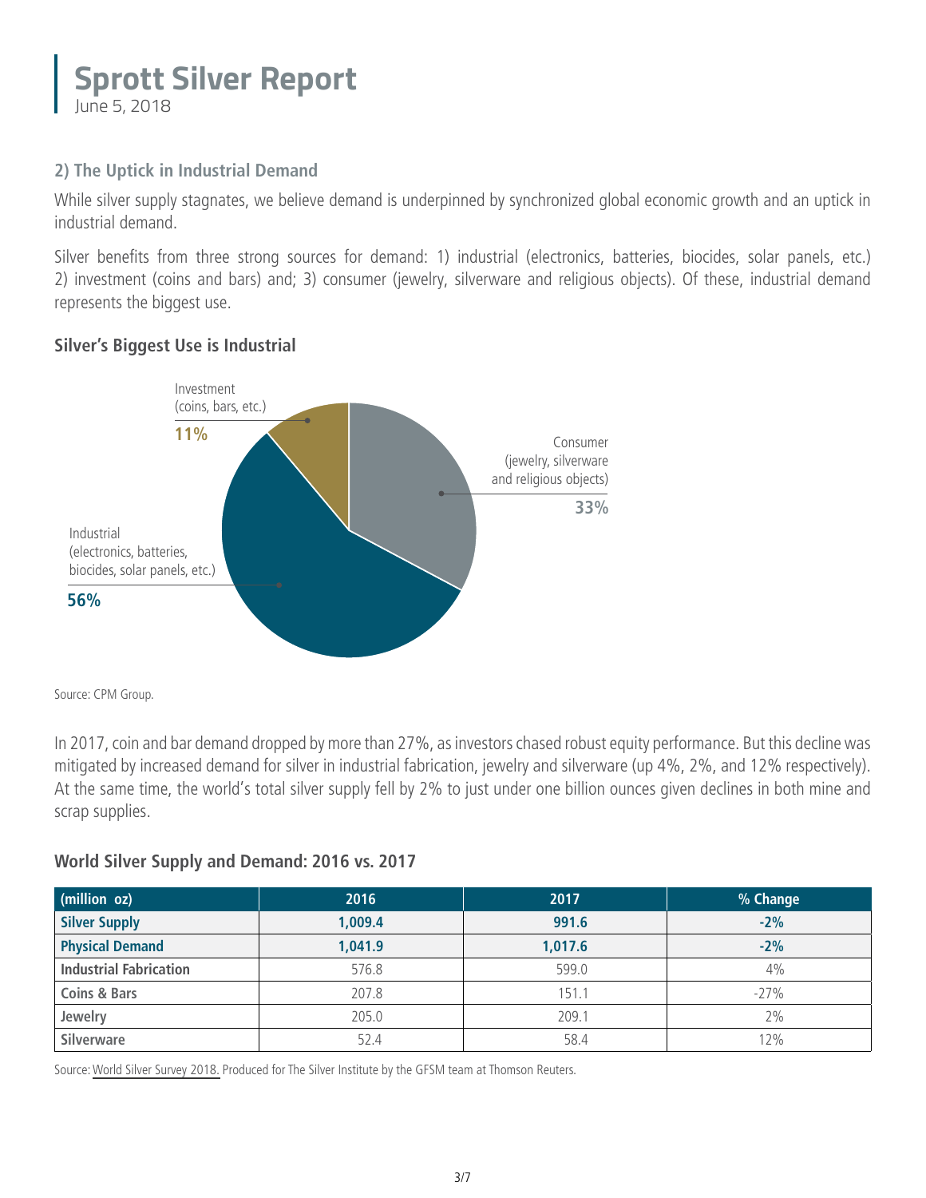## 2) The Uptick in Industrial Demand

While silver supply stagnates, we believe demand is underpinned by synchronized global economic growth and an uptick in industrial demand.

Silver benefits from three strong sources for demand: 1) industrial (electronics, batteries, biocides, solar panels, etc.) 2) investment (coins and bars) and; 3) consumer (jewelry, silverware and religious objects). Of these, industrial demand represents the biggest use.

### Silver's Biggest Use is Industrial

Investment (coins, bars, etc.) 11%

Consumer (jewelry, silverware and religious objects) 33%

Industrial (electronics, batteries, biocides, solar panels, etc.) 56%

Source: CPM Group.

In 2017, coin and bar demand dropped by more than 27%, as investors chased robust equity performance. But this decline was mitigated by increased demand for silver in industrial fabrication, jewelry and silverware (up 4%, 2%, and 12% respectively). At the same time, the world's total silver supply fell by 2% to just under one billion ounces given declines in both mine and scrap supplies.

### World Silver Supply and Demand: 2016 vs. 2017

| (million oz) | 2016 | 2017 | % Change |
|---|---|---|---|
| **Silver Supply** | **1,009.4** | **991.6** | **-2%** |
| **Physical Demand** | **1,041.9** | **1,017.6** | **-2%** |
| Industrial Fabrication | 576.8 | 599.0 | 4% |
| Coins & Bars | 207.8 | 151.1 | -27% |
| Jewelry | 205.0 | 209.1 | 2% |
| Silverware | 52.4 | 58.4 | 12% |

Source: World Silver Survey 2018. Produced for The Silver Institute by the GFSM team at Thomson Reuters.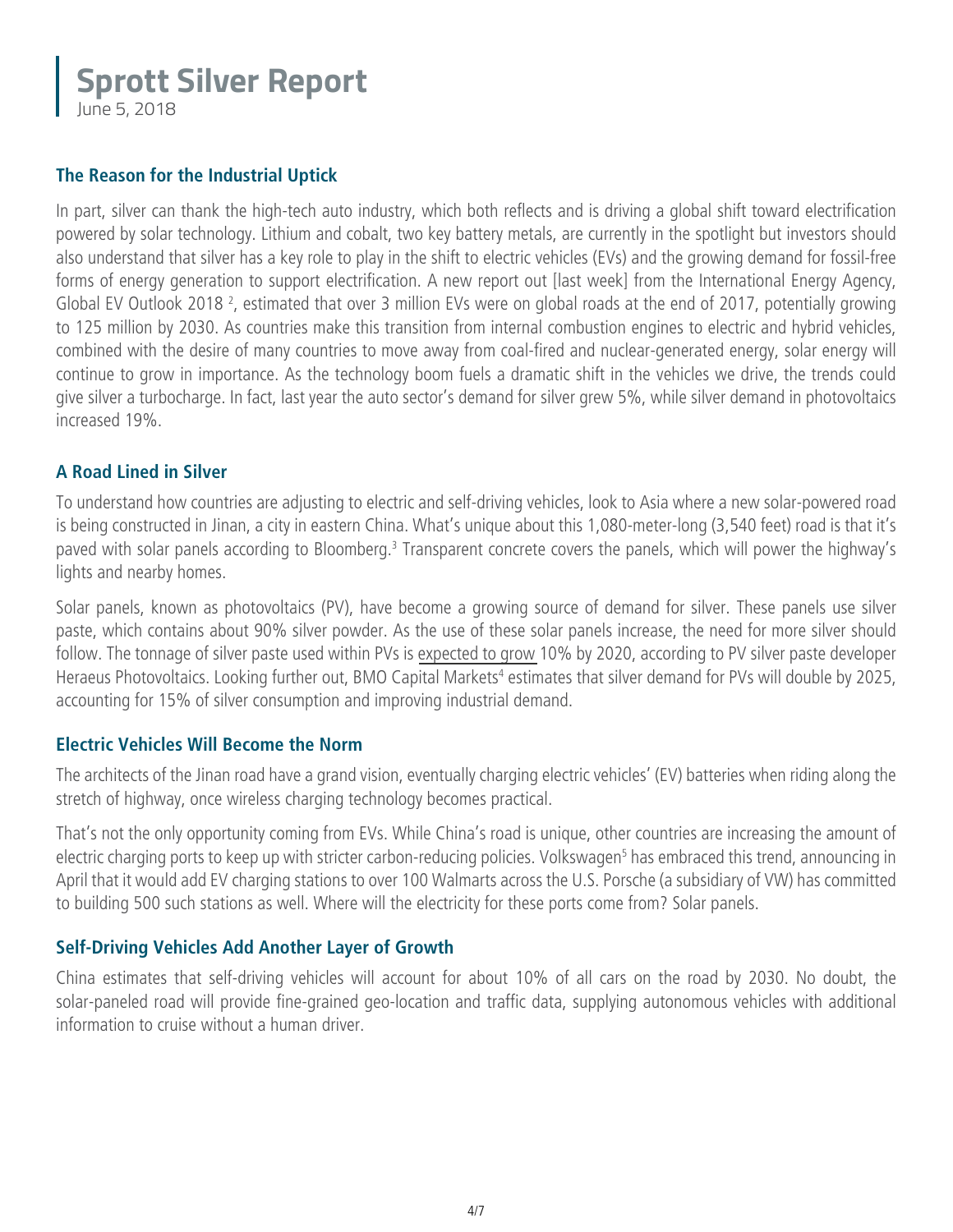## The Reason for the Industrial Uptick

In part, silver can thank the high-tech auto industry, which both reflects and is driving a global shift toward electrification powered by solar technology. Lithium and cobalt, two key battery metals, are currently in the spotlight but investors should also understand that silver has a key role to play in the shift to electric vehicles (EVs) and the growing demand for fossil-free forms of energy generation to support electrification. A new report out [last week] from the International Energy Agency, Global EV Outlook 2018 [2], estimated that over 3 million EVs were on global roads at the end of 2017, potentially growing to 125 million by 2030. As countries make this transition from internal combustion engines to electric and hybrid vehicles, combined with the desire of many countries to move away from coal-fired and nuclear-generated energy, solar energy will continue to grow in importance. As the technology boom fuels a dramatic shift in the vehicles we drive, the trends could give silver a turbocharge. In fact, last year the auto sector's demand for silver grew 5%, while silver demand in photovoltaics increased 19%.

## A Road Lined in Silver

To understand how countries are adjusting to electric and self-driving vehicles, look to Asia where a new solar-powered road is being constructed in Jinan, a city in eastern China. What's unique about this 1,080-meter-long (3,540 feet) road is that it's paved with solar panels according to Bloomberg.[3] Transparent concrete covers the panels, which will power the highway's lights and nearby homes.

Solar panels, known as photovoltaics (PV), have become a growing source of demand for silver. These panels use silver paste, which contains about 90% silver powder. As the use of these solar panels increase, the need for more silver should follow. The tonnage of silver paste used within PVs is expected to grow 10% by 2020, according to PV silver paste developer Heraeus Photovoltaics. Looking further out, BMO Capital Markets[4] estimates that silver demand for PVs will double by 2025, accounting for 15% of silver consumption and improving industrial demand.

## Electric Vehicles Will Become the Norm

The architects of the Jinan road have a grand vision, eventually charging electric vehicles' (EV) batteries when riding along the stretch of highway, once wireless charging technology becomes practical.

That's not the only opportunity coming from EVs. While China's road is unique, other countries are increasing the amount of electric charging ports to keep up with stricter carbon-reducing policies. Volkswagen[5] has embraced this trend, announcing in April that it would add EV charging stations to over 100 Walmarts across the U.S. Porsche (a subsidiary of VW) has committed to building 500 such stations as well. Where will the electricity for these ports come from? Solar panels.

## Self-Driving Vehicles Add Another Layer of Growth

China estimates that self-driving vehicles will account for about 10% of all cars on the road by 2030. No doubt, the solar-paneled road will provide fine-grained geo-location and traffic data, supplying autonomous vehicles with additional information to cruise without a human driver.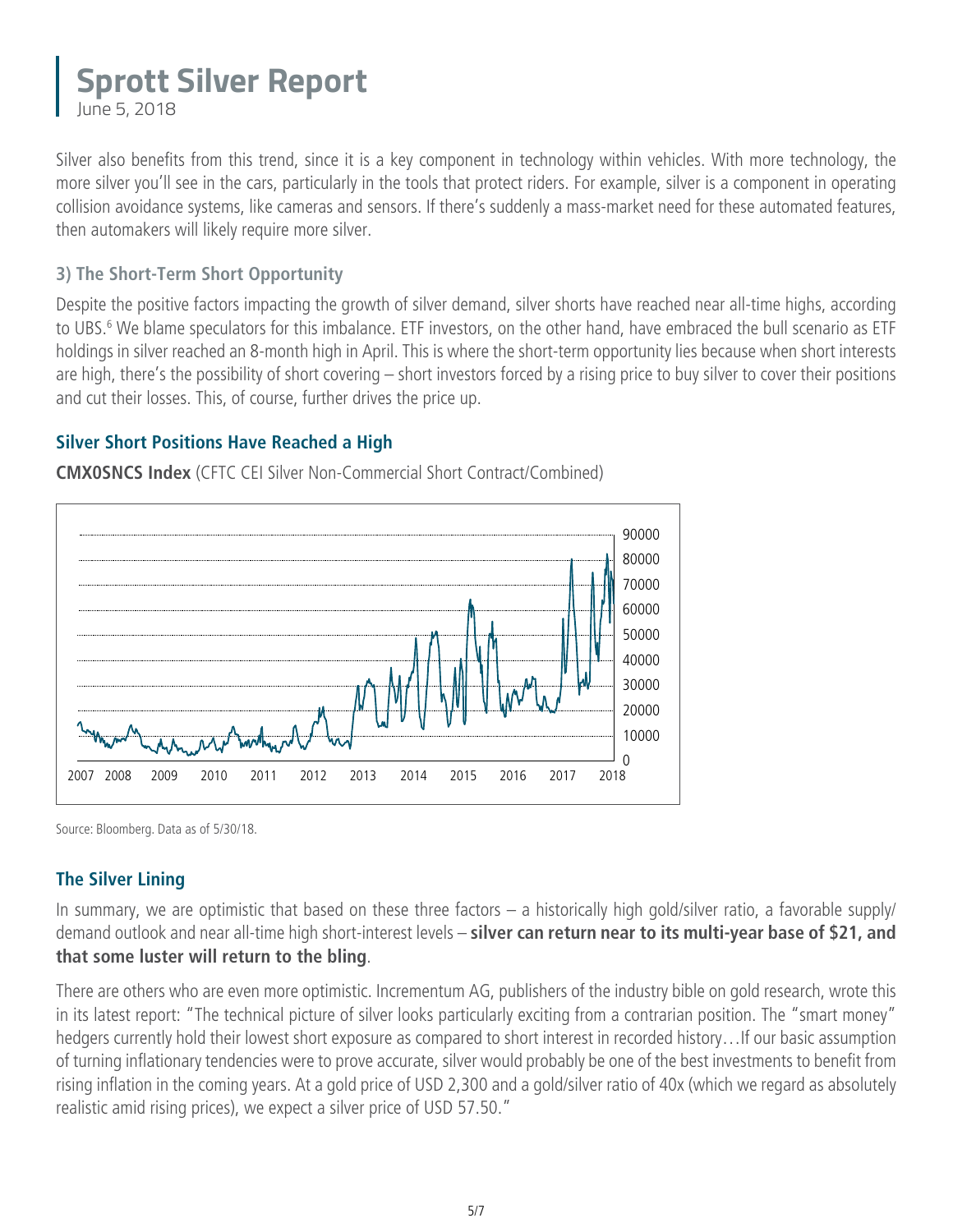Silver also benefits from this trend, since it is a key component in technology within vehicles. With more technology, the more silver you'll see in the cars, particularly in the tools that protect riders. For example, silver is a component in operating collision avoidance systems, like cameras and sensors. If there's suddenly a mass-market need for these automated features, then automakers will likely require more silver.

### 3) The Short-Term Short Opportunity

Despite the positive factors impacting the growth of silver demand, silver shorts have reached near all-time highs, according to UBS.[6] We blame speculators for this imbalance. ETF investors, on the other hand, have embraced the bull scenario as ETF holdings in silver reached an 8-month high in April. This is where the short-term opportunity lies because when short interests are high, there's the possibility of short covering – short investors forced by a rising price to buy silver to cover their positions and cut their losses. This, of course, further drives the price up.

### Silver Short Positions Have Reached a High

**CMX0SNCS Index** (CFTC CEI Silver Non-Commercial Short Contract/Combined)

Source: Bloomberg. Data as of 5/30/18.

## The Silver Lining

In summary, we are optimistic that based on these three factors – a historically high gold/silver ratio, a favorable supply/demand outlook and near all-time high short-interest levels – **silver can return near to its multi-year base of $21, and that some luster will return to the bling**.

There are others who are even more optimistic. Incrementum AG, publishers of the industry bible on gold research, wrote this in its latest report: "The technical picture of silver looks particularly exciting from a contrarian position. The "smart money" hedgers currently hold their lowest short exposure as compared to short interest in recorded history…If our basic assumption of turning inflationary tendencies were to prove accurate, silver would probably be one of the best investments to benefit from rising inflation in the coming years. At a gold price of USD 2,300 and a gold/silver ratio of 40x (which we regard as absolutely realistic amid rising prices), we expect a silver price of USD 57.50."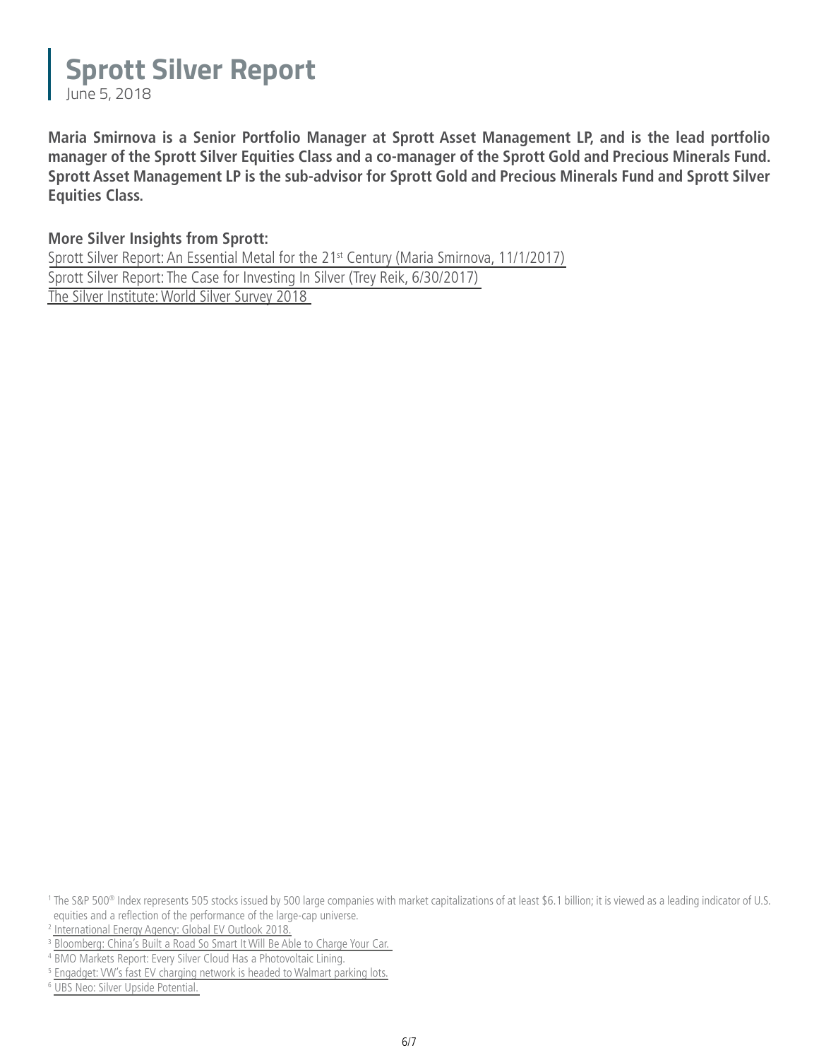# Sprott Silver Report

June 5, 2018

**Maria Smirnova is a Senior Portfolio Manager at Sprott Asset Management LP, and is the lead portfolio manager of the Sprott Silver Equities Class and a co-manager of the Sprott Gold and Precious Minerals Fund. Sprott Asset Management LP is the sub-advisor for Sprott Gold and Precious Minerals Fund and Sprott Silver Equities Class.**

**More Silver Insights from Sprott:**

Sprott Silver Report: An Essential Metal for the 21st Century (Maria Smirnova, 11/1/2017)
Sprott Silver Report: The Case for Investing In Silver (Trey Reik, 6/30/2017)
The Silver Institute: World Silver Survey 2018

---

[1] The S&P 500® Index represents 505 stocks issued by 500 large companies with market capitalizations of at least $6.1 billion; it is viewed as a leading indicator of U.S. equities and a reflection of the performance of the large-cap universe.

[2] International Energy Agency: Global EV Outlook 2018.

[3] Bloomberg: China's Built a Road So Smart It Will Be Able to Charge Your Car.

[4] BMO Markets Report: Every Silver Cloud Has a Photovoltaic Lining.

[5] Engadget: VW's fast EV charging network is headed to Walmart parking lots.

[6] UBS Neo: Silver Upside Potential.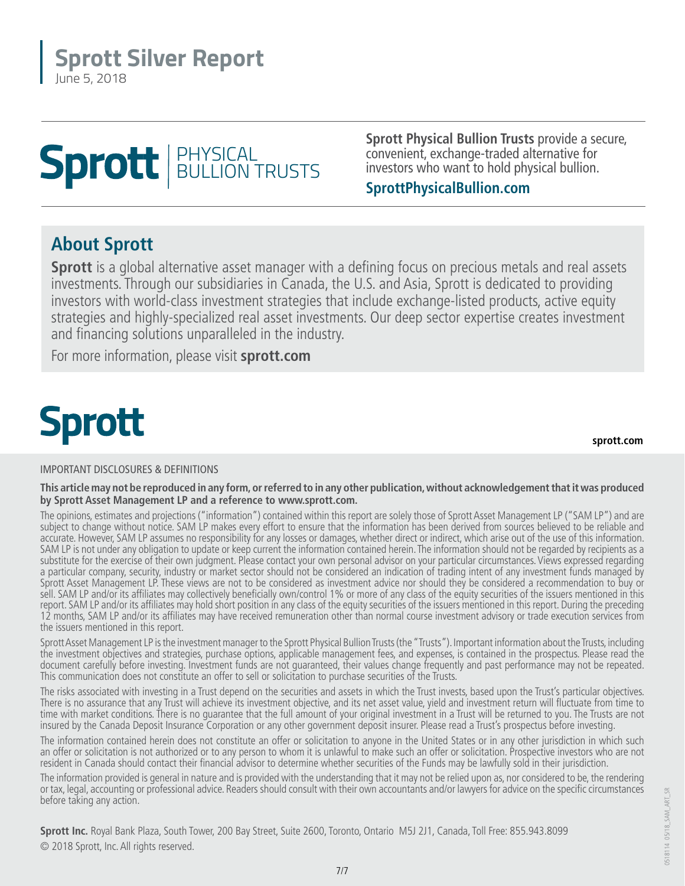# Sprott Silver Report

June 5, 2018

Sprott | PHYSICAL BULLION TRUSTS

**Sprott Physical Bullion Trusts** provide a secure, convenient, exchange-traded alternative for investors who want to hold physical bullion.

**SprottPhysicalBullion.com**

## About Sprott

**Sprott** is a global alternative asset manager with a defining focus on precious metals and real assets investments. Through our subsidiaries in Canada, the U.S. and Asia, Sprott is dedicated to providing investors with world-class investment strategies that include exchange-listed products, active equity strategies and highly-specialized real asset investments. Our deep sector expertise creates investment and financing solutions unparalleled in the industry.

For more information, please visit **sprott.com**

Sprott

**sprott.com**

IMPORTANT DISCLOSURES & DEFINITIONS

**This article may not be reproduced in any form, or referred to in any other publication, without acknowledgement that it was produced by Sprott Asset Management LP and a reference to www.sprott.com.**

The opinions, estimates and projections ("information") contained within this report are solely those of Sprott Asset Management LP ("SAM LP") and are subject to change without notice. SAM LP makes every effort to ensure that the information has been derived from sources believed to be reliable and accurate. However, SAM LP assumes no responsibility for any losses or damages, whether direct or indirect, which arise out of the use of this information. SAM LP is not under any obligation to update or keep current the information contained herein. The information should not be regarded by recipients as a substitute for the exercise of their own judgment. Please contact your own personal advisor on your particular circumstances. Views expressed regarding a particular company, security, industry or market sector should not be considered an indication of trading intent of any investment funds managed by Sprott Asset Management LP. These views are not to be considered as investment advice nor should they be considered a recommendation to buy or sell. SAM LP and/or its affiliates may collectively beneficially own/control 1% or more of any class of the equity securities of the issuers mentioned in this report. SAM LP and/or its affiliates may hold short position in any class of the equity securities of the issuers mentioned in this report. During the preceding 12 months, SAM LP and/or its affiliates may have received remuneration other than normal course investment advisory or trade execution services from the issuers mentioned in this report.

Sprott Asset Management LP is the investment manager to the Sprott Physical Bullion Trusts (the "Trusts"). Important information about the Trusts, including the investment objectives and strategies, purchase options, applicable management fees, and expenses, is contained in the prospectus. Please read the document carefully before investing. Investment funds are not guaranteed, their values change frequently and past performance may not be repeated. This communication does not constitute an offer to sell or solicitation to purchase securities of the Trusts.

The risks associated with investing in a Trust depend on the securities and assets in which the Trust invests, based upon the Trust's particular objectives. There is no assurance that any Trust will achieve its investment objective, and its net asset value, yield and investment return will fluctuate from time to time with market conditions. There is no guarantee that the full amount of your original investment in a Trust will be returned to you. The Trusts are not insured by the Canada Deposit Insurance Corporation or any other government deposit insurer. Please read a Trust's prospectus before investing.

The information contained herein does not constitute an offer or solicitation to anyone in the United States or in any other jurisdiction in which such an offer or solicitation is not authorized or to any person to whom it is unlawful to make such an offer or solicitation. Prospective investors who are not resident in Canada should contact their financial advisor to determine whether securities of the Funds may be lawfully sold in their jurisdiction.

The information provided is general in nature and is provided with the understanding that it may not be relied upon as, nor considered to be, the rendering or tax, legal, accounting or professional advice. Readers should consult with their own accountants and/or lawyers for advice on the specific circumstances before taking any action.

**Sprott Inc.** Royal Bank Plaza, South Tower, 200 Bay Street, Suite 2600, Toronto, Ontario M5J 2J1, Canada, Toll Free: 855.943.8099

© 2018 Sprott, Inc. All rights reserved.

051814 05/18_SAM_ART_SR